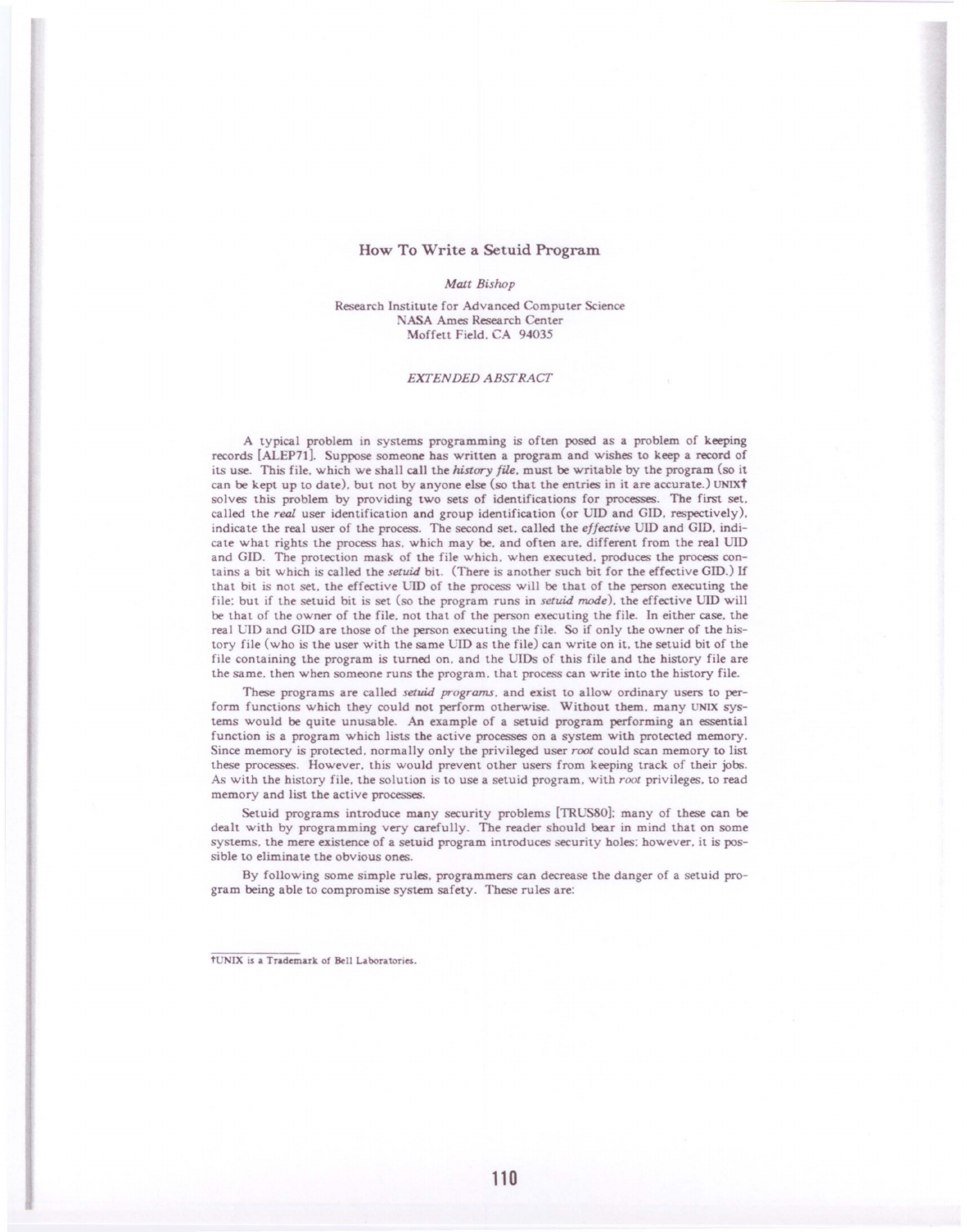# How To Write a Setuid Program

*Matt Bishop*

Research Institute for Advanced Computer Science
NASA Ames Research Center
Moffett Field, CA 94035

*EXTENDED ABSTRACT*

A typical problem in systems programming is often posed as a problem of keeping records [ALEP71]. Suppose someone has written a program and wishes to keep a record of its use. This file, which we shall call the *history file*, must be writable by the program (so it can be kept up to date), but not by anyone else (so that the entries in it are accurate.) UNIX† solves this problem by providing two sets of identifications for processes. The first set, called the *real* user identification and group identification (or UID and GID, respectively), indicate the real user of the process. The second set, called the *effective* UID and GID, indicate what rights the process has, which may be, and often are, different from the real UID and GID. The protection mask of the file which, when executed, produces the process contains a bit which is called the *setuid* bit. (There is another such bit for the effective GID.) If that bit is not set, the effective UID of the process will be that of the person executing the file; but if the setuid bit is set (so the program runs in *setuid mode*), the effective UID will be that of the owner of the file, not that of the person executing the file. In either case, the real UID and GID are those of the person executing the file. So if only the owner of the history file (who is the user with the same UID as the file) can write on it, the setuid bit of the file containing the program is turned on, and the UIDs of this file and the history file are the same, then when someone runs the program, that process can write into the history file.

These programs are called *setuid programs*, and exist to allow ordinary users to perform functions which they could not perform otherwise. Without them, many UNIX systems would be quite unusable. An example of a setuid program performing an essential function is a program which lists the active processes on a system with protected memory. Since memory is protected, normally only the privileged user *root* could scan memory to list these processes. However, this would prevent other users from keeping track of their jobs. As with the history file, the solution is to use a setuid program, with *root* privileges, to read memory and list the active processes.

Setuid programs introduce many security problems [TRUS80]; many of these can be dealt with by programming very carefully. The reader should bear in mind that on some systems, the mere existence of a setuid program introduces security holes; however, it is possible to eliminate the obvious ones.

By following some simple rules, programmers can decrease the danger of a setuid program being able to compromise system safety. These rules are:

†UNIX is a Trademark of Bell Laboratories.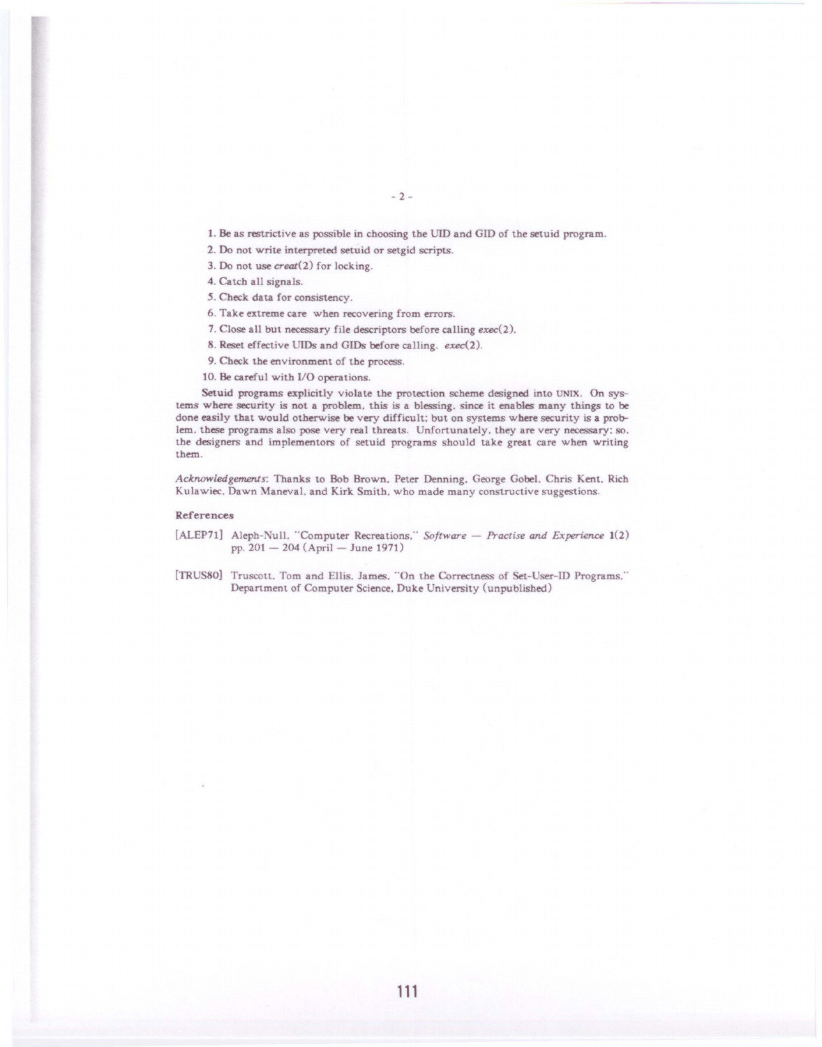1. Be as restrictive as possible in choosing the UID and GID of the setuid program.
2. Do not write interpreted setuid or setgid scripts.
3. Do not use *creat*(2) for locking.
4. Catch all signals.
5. Check data for consistency.
6. Take extreme care when recovering from errors.
7. Close all but necessary file descriptors before calling *exec*(2).
8. Reset effective UIDs and GIDs before calling. *exec*(2).
9. Check the environment of the process.
10. Be careful with I/O operations.

Setuid programs explicitly violate the protection scheme designed into UNIX. On systems where security is not a problem, this is a blessing, since it enables many things to be done easily that would otherwise be very difficult; but on systems where security is a problem, these programs also pose very real threats. Unfortunately, they are very necessary; so, the designers and implementors of setuid programs should take great care when writing them.

*Acknowledgements*: Thanks to Bob Brown, Peter Denning, George Gobel, Chris Kent, Rich Kulawiec, Dawn Maneval, and Kirk Smith, who made many constructive suggestions.

### References

[ALEP71] Aleph-Null, "Computer Recreations," *Software — Practise and Experience* **1**(2) pp. 201 — 204 (April — June 1971)

[TRUS80] Truscott, Tom and Ellis, James, "On the Correctness of Set-User-ID Programs," Department of Computer Science, Duke University (unpublished)